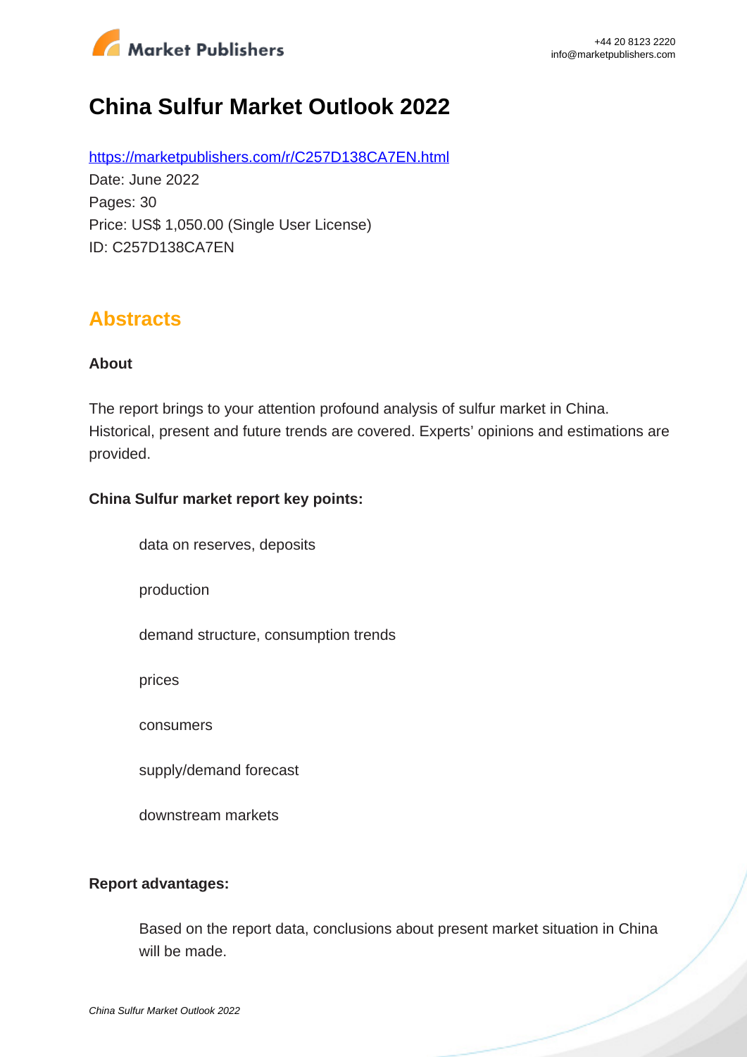# China Sulfur Market Outlook 2022

https://marketpublishers.com/r/C257D138CA7EN.html

Date: June 2022

Pages: 30

Price: US$ 1,050.00 (Single User License)

ID: C257D138CA7EN

## Abstracts

### About

The report brings to your attention profound analysis of sulfur market in China. Historical, present and future trends are covered. Experts' opinions and estimations are provided.

### China Sulfur market report key points:

- data on reserves, deposits
- production
- demand structure, consumption trends
- prices
- consumers
- supply/demand forecast
- downstream markets

### Report advantages:

- Based on the report data, conclusions about present market situation in China will be made.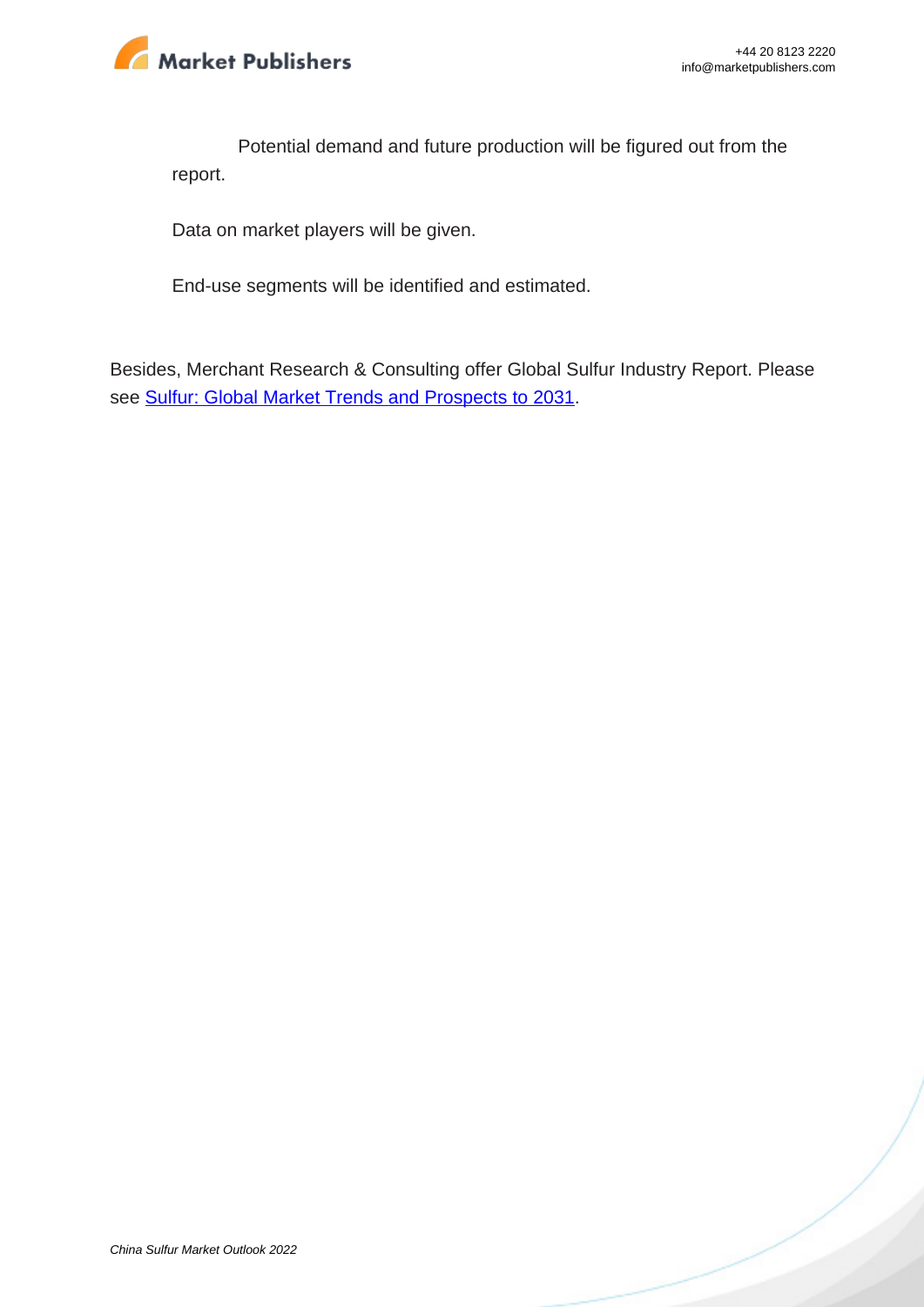Potential demand and future production will be figured out from the report.

Data on market players will be given.

End-use segments will be identified and estimated.

Besides, Merchant Research & Consulting offer Global Sulfur Industry Report. Please see [Sulfur: Global Market Trends and Prospects to 2031](#).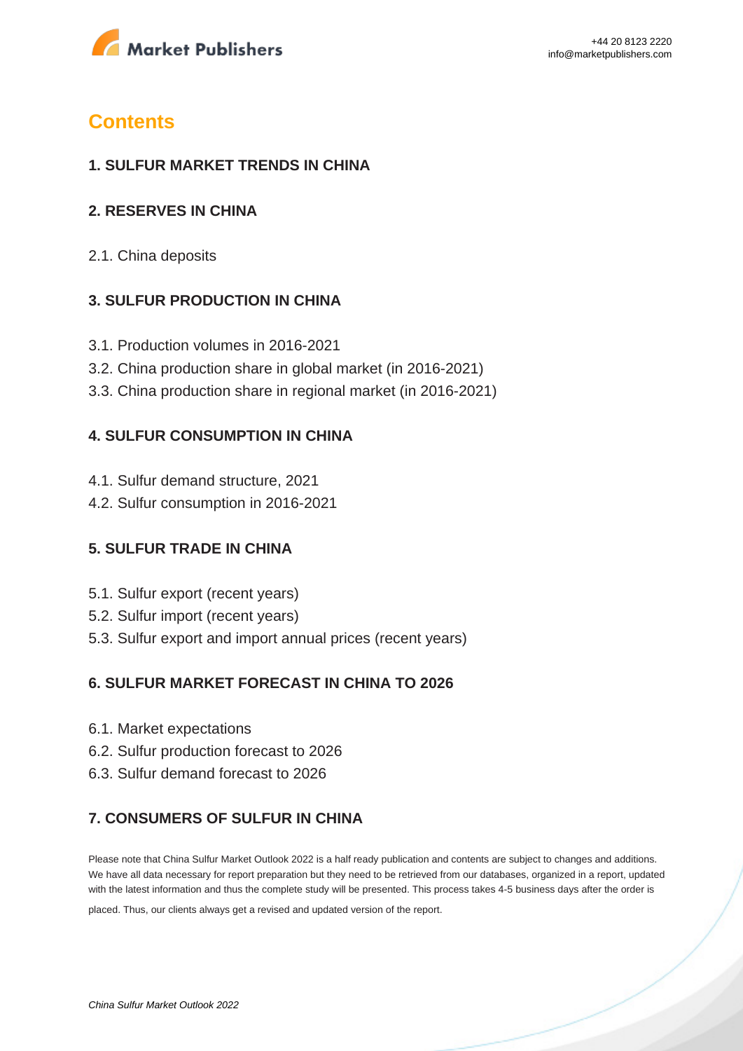# Contents

## 1. SULFUR MARKET TRENDS IN CHINA

## 2. RESERVES IN CHINA

2.1. China deposits

## 3. SULFUR PRODUCTION IN CHINA

3.1. Production volumes in 2016-2021
3.2. China production share in global market (in 2016-2021)
3.3. China production share in regional market (in 2016-2021)

## 4. SULFUR CONSUMPTION IN CHINA

4.1. Sulfur demand structure, 2021
4.2. Sulfur consumption in 2016-2021

## 5. SULFUR TRADE IN CHINA

5.1. Sulfur export (recent years)
5.2. Sulfur import (recent years)
5.3. Sulfur export and import annual prices (recent years)

## 6. SULFUR MARKET FORECAST IN CHINA TO 2026

6.1. Market expectations
6.2. Sulfur production forecast to 2026
6.3. Sulfur demand forecast to 2026

## 7. CONSUMERS OF SULFUR IN CHINA

Please note that China Sulfur Market Outlook 2022 is a half ready publication and contents are subject to changes and additions. We have all data necessary for report preparation but they need to be retrieved from our databases, organized in a report, updated with the latest information and thus the complete study will be presented. This process takes 4-5 business days after the order is placed. Thus, our clients always get a revised and updated version of the report.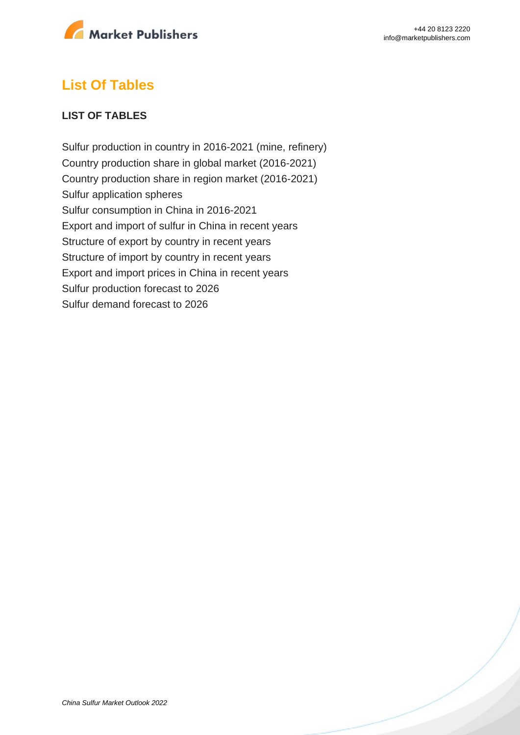## List Of Tables

### LIST OF TABLES

Sulfur production in country in 2016-2021 (mine, refinery)
Country production share in global market (2016-2021)
Country production share in region market (2016-2021)
Sulfur application spheres
Sulfur consumption in China in 2016-2021
Export and import of sulfur in China in recent years
Structure of export by country in recent years
Structure of import by country in recent years
Export and import prices in China in recent years
Sulfur production forecast to 2026
Sulfur demand forecast to 2026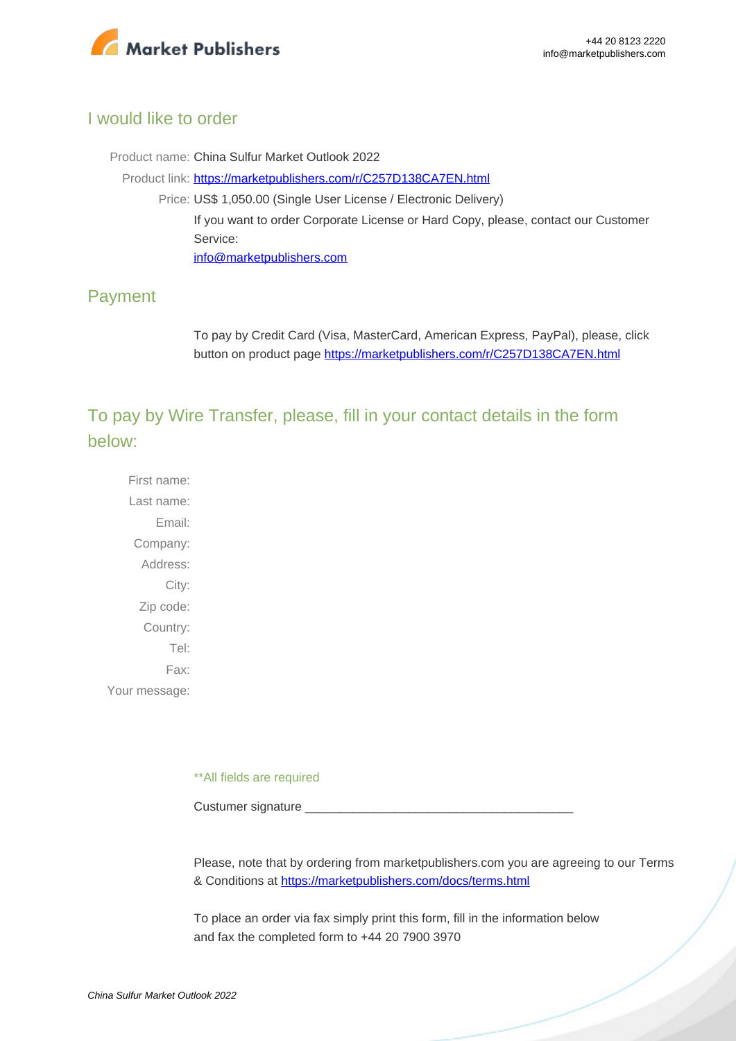## I would like to order

Product name: China Sulfur Market Outlook 2022

Product link: [https://marketpublishers.com/r/C257D138CA7EN.html](https://marketpublishers.com/r/C257D138CA7EN.html)

Price: US$ 1,050.00 (Single User License / Electronic Delivery)

If you want to order Corporate License or Hard Copy, please, contact our Customer Service:

[info@marketpublishers.com](mailto:info@marketpublishers.com)

## Payment

To pay by Credit Card (Visa, MasterCard, American Express, PayPal), please, click button on product page [https://marketpublishers.com/r/C257D138CA7EN.html](https://marketpublishers.com/r/C257D138CA7EN.html)

## To pay by Wire Transfer, please, fill in your contact details in the form below:

First name:

Last name:

Email:

Company:

Address:

City:

Zip code:

Country:

Tel:

Fax:

Your message:

**All fields are required

Custumer signature _______________________________________

Please, note that by ordering from marketpublishers.com you are agreeing to our Terms & Conditions at [https://marketpublishers.com/docs/terms.html](https://marketpublishers.com/docs/terms.html)

To place an order via fax simply print this form, fill in the information below and fax the completed form to +44 20 7900 3970